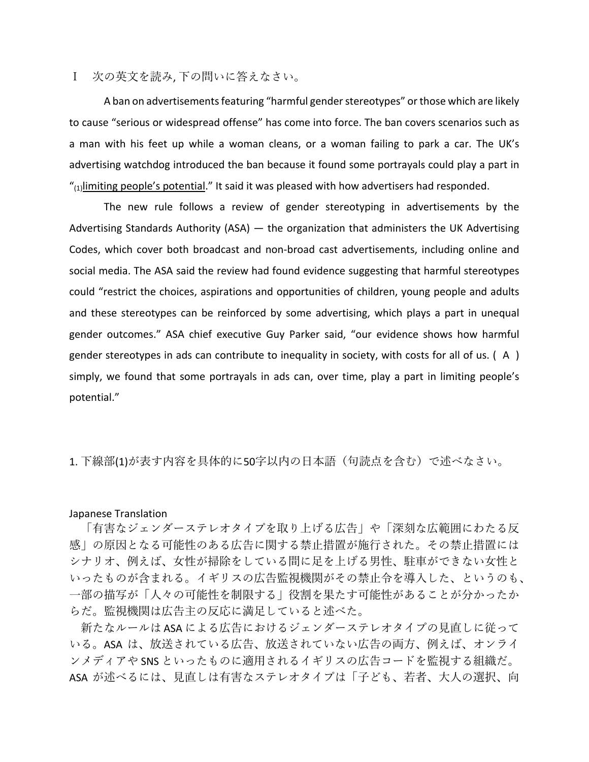Ⅰ　次の英文を読み, 下の問いに答えなさい。

A ban on advertisements featuring "harmful gender stereotypes" or those which are likely to cause "serious or widespread offense" has come into force. The ban covers scenarios such as a man with his feet up while a woman cleans, or a woman failing to park a car. The UK's advertising watchdog introduced the ban because it found some portrayals could play a part in "(1)limiting people's potential." It said it was pleased with how advertisers had responded.

The new rule follows a review of gender stereotyping in advertisements by the Advertising Standards Authority (ASA) — the organization that administers the UK Advertising Codes, which cover both broadcast and non-broad cast advertisements, including online and social media. The ASA said the review had found evidence suggesting that harmful stereotypes could "restrict the choices, aspirations and opportunities of children, young people and adults and these stereotypes can be reinforced by some advertising, which plays a part in unequal gender outcomes." ASA chief executive Guy Parker said, "our evidence shows how harmful gender stereotypes in ads can contribute to inequality in society, with costs for all of us. ( A ) simply, we found that some portrayals in ads can, over time, play a part in limiting people's potential."

1. 下線部(1)が表す内容を具体的に50字以内の日本語（句読点を含む）で述べなさい。

Japanese Translation

「有害なジェンダーステレオタイプを取り上げる広告」や「深刻な広範囲にわたる反感」の原因となる可能性のある広告に関する禁止措置が施行された。その禁止措置にはシナリオ、例えば、女性が掃除をしている間に足を上げる男性、駐車ができない女性といったものが含まれる。イギリスの広告監視機関がその禁止令を導入した、というのも、一部の描写が「人々の可能性を制限する」役割を果たす可能性があることが分かったからだ。監視機関は広告主の反応に満足していると述べた。

新たなルールはASAによる広告におけるジェンダーステレオタイプの見直しに従っている。ASAは、放送されている広告、放送されていない広告の両方、例えば、オンラインメディアやSNSといったものに適用されるイギリスの広告コードを監視する組織だ。ASAが述べるには、見直しは有害なステレオタイプは「子ども、若者、大人の選択、向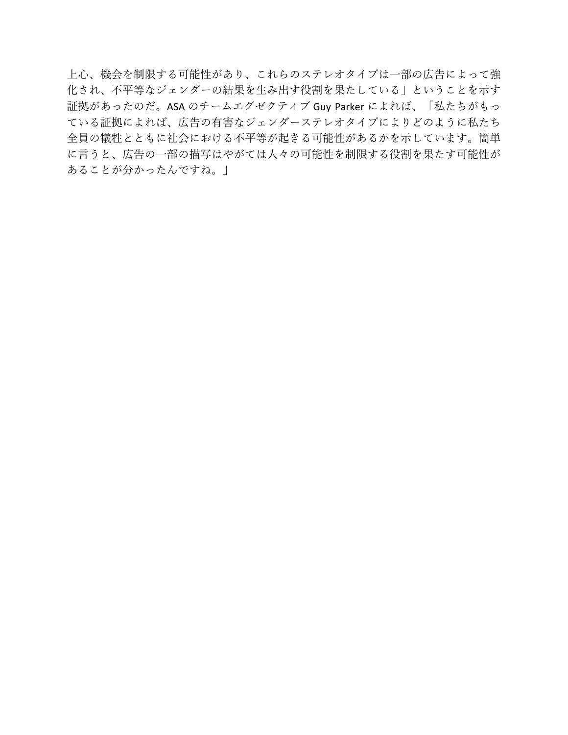上心、機会を制限する可能性があり、これらのステレオタイプは一部の広告によって強化され、不平等なジェンダーの結果を生み出す役割を果たしている」ということを示す証拠があったのだ。ASA のチームエグゼクティブ Guy Parker によれば、「私たちがもっている証拠によれば、広告の有害なジェンダーステレオタイプによりどのように私たち全員の犠牲とともに社会における不平等が起きる可能性があるかを示しています。簡単に言うと、広告の一部の描写はやがては人々の可能性を制限する役割を果たす可能性があることが分かったんですね。」